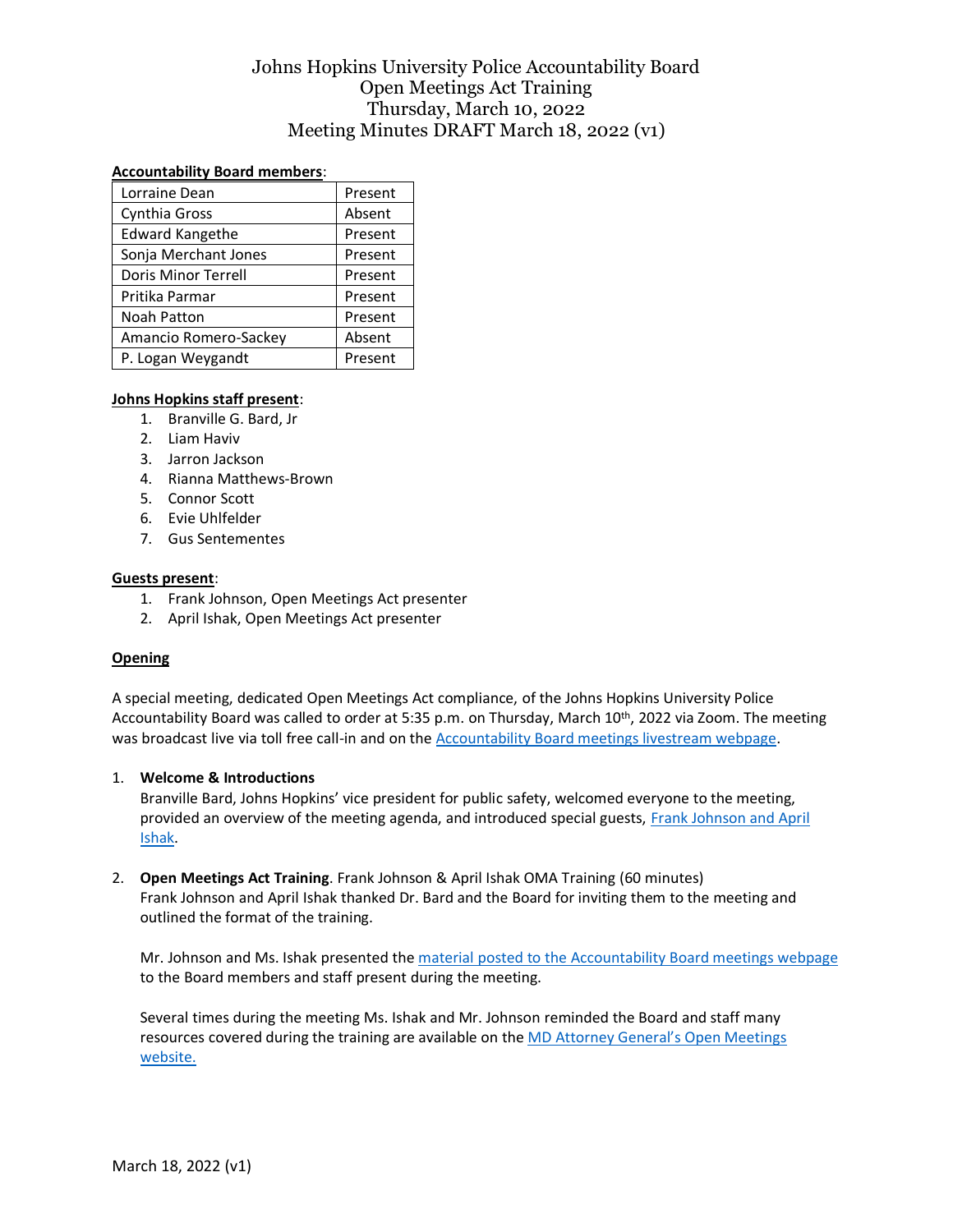# Johns Hopkins University Police Accountability Board
## Open Meetings Act Training
## Thursday, March 10, 2022
## Meeting Minutes DRAFT March 18, 2022 (v1)

**Accountability Board members**:

| Name | Status |
|---|---|
| Lorraine Dean | Present |
| Cynthia Gross | Absent |
| Edward Kangethe | Present |
| Sonja Merchant Jones | Present |
| Doris Minor Terrell | Present |
| Pritika Parmar | Present |
| Noah Patton | Present |
| Amancio Romero-Sackey | Absent |
| P. Logan Weygandt | Present |

**Johns Hopkins staff present**:

1. Branville G. Bard, Jr
2. Liam Haviv
3. Jarron Jackson
4. Rianna Matthews-Brown
5. Connor Scott
6. Evie Uhlfelder
7. Gus Sentementes

**Guests present**:

1. Frank Johnson, Open Meetings Act presenter
2. April Ishak, Open Meetings Act presenter

**Opening**

A special meeting, dedicated Open Meetings Act compliance, of the Johns Hopkins University Police Accountability Board was called to order at 5:35 p.m. on Thursday, March 10th, 2022 via Zoom. The meeting was broadcast live via toll free call-in and on the Accountability Board meetings livestream webpage.

1. **Welcome & Introductions**
   Branville Bard, Johns Hopkins' vice president for public safety, welcomed everyone to the meeting, provided an overview of the meeting agenda, and introduced special guests, Frank Johnson and April Ishak.

2. **Open Meetings Act Training**. Frank Johnson & April Ishak OMA Training (60 minutes)
   Frank Johnson and April Ishak thanked Dr. Bard and the Board for inviting them to the meeting and outlined the format of the training.

   Mr. Johnson and Ms. Ishak presented the material posted to the Accountability Board meetings webpage to the Board members and staff present during the meeting.

   Several times during the meeting Ms. Ishak and Mr. Johnson reminded the Board and staff many resources covered during the training are available on the MD Attorney General's Open Meetings website.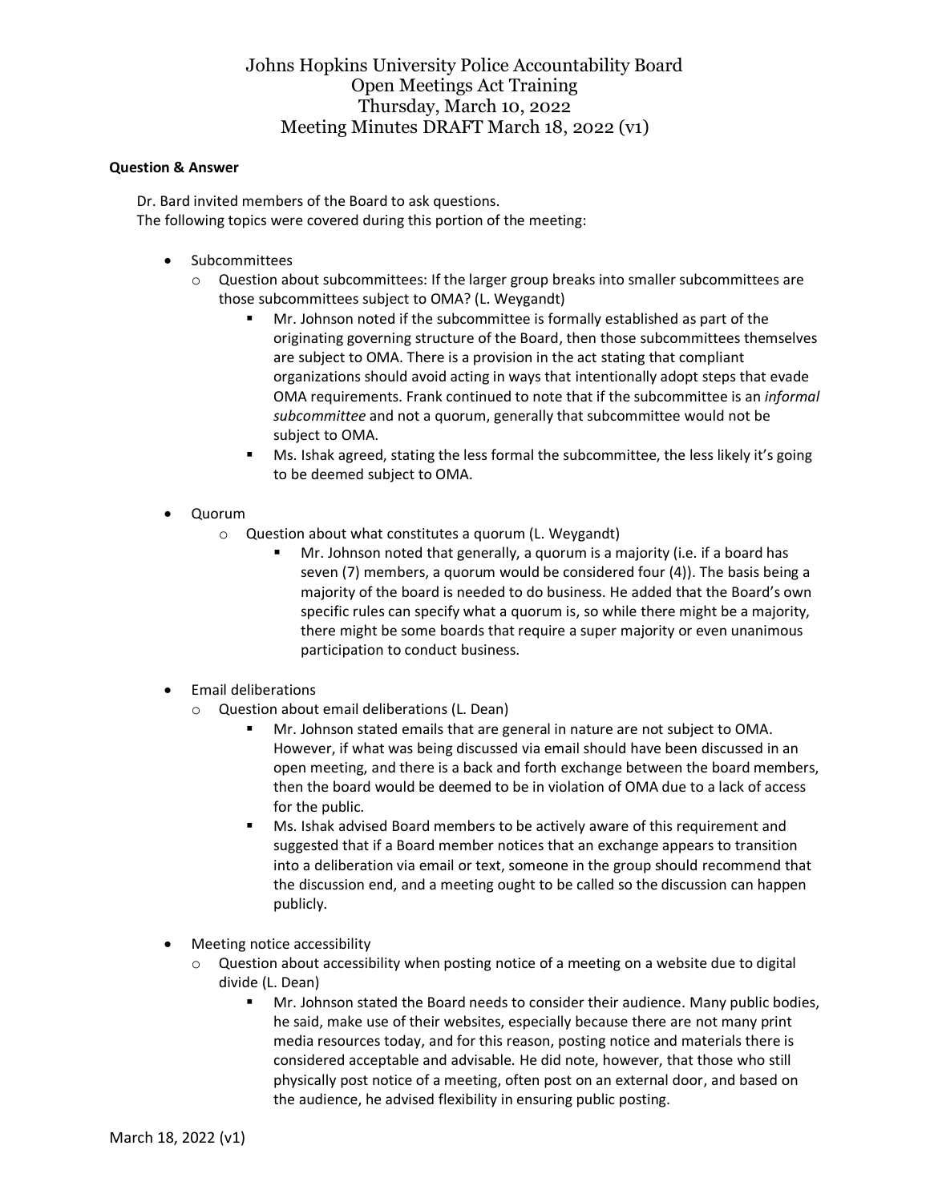# Johns Hopkins University Police Accountability Board
# Open Meetings Act Training
# Thursday, March 10, 2022
# Meeting Minutes DRAFT March 18, 2022 (v1)

**Question & Answer**

Dr. Bard invited members of the Board to ask questions.
The following topics were covered during this portion of the meeting:

- Subcommittees
  - Question about subcommittees: If the larger group breaks into smaller subcommittees are those subcommittees subject to OMA? (L. Weygandt)
    - Mr. Johnson noted if the subcommittee is formally established as part of the originating governing structure of the Board, then those subcommittees themselves are subject to OMA. There is a provision in the act stating that compliant organizations should avoid acting in ways that intentionally adopt steps that evade OMA requirements. Frank continued to note that if the subcommittee is an *informal subcommittee* and not a quorum, generally that subcommittee would not be subject to OMA.
    - Ms. Ishak agreed, stating the less formal the subcommittee, the less likely it's going to be deemed subject to OMA.

- Quorum
  - Question about what constitutes a quorum (L. Weygandt)
    - Mr. Johnson noted that generally, a quorum is a majority (i.e. if a board has seven (7) members, a quorum would be considered four (4)). The basis being a majority of the board is needed to do business. He added that the Board's own specific rules can specify what a quorum is, so while there might be a majority, there might be some boards that require a super majority or even unanimous participation to conduct business.

- Email deliberations
  - Question about email deliberations (L. Dean)
    - Mr. Johnson stated emails that are general in nature are not subject to OMA. However, if what was being discussed via email should have been discussed in an open meeting, and there is a back and forth exchange between the board members, then the board would be deemed to be in violation of OMA due to a lack of access for the public.
    - Ms. Ishak advised Board members to be actively aware of this requirement and suggested that if a Board member notices that an exchange appears to transition into a deliberation via email or text, someone in the group should recommend that the discussion end, and a meeting ought to be called so the discussion can happen publicly.

- Meeting notice accessibility
  - Question about accessibility when posting notice of a meeting on a website due to digital divide (L. Dean)
    - Mr. Johnson stated the Board needs to consider their audience. Many public bodies, he said, make use of their websites, especially because there are not many print media resources today, and for this reason, posting notice and materials there is considered acceptable and advisable. He did note, however, that those who still physically post notice of a meeting, often post on an external door, and based on the audience, he advised flexibility in ensuring public posting.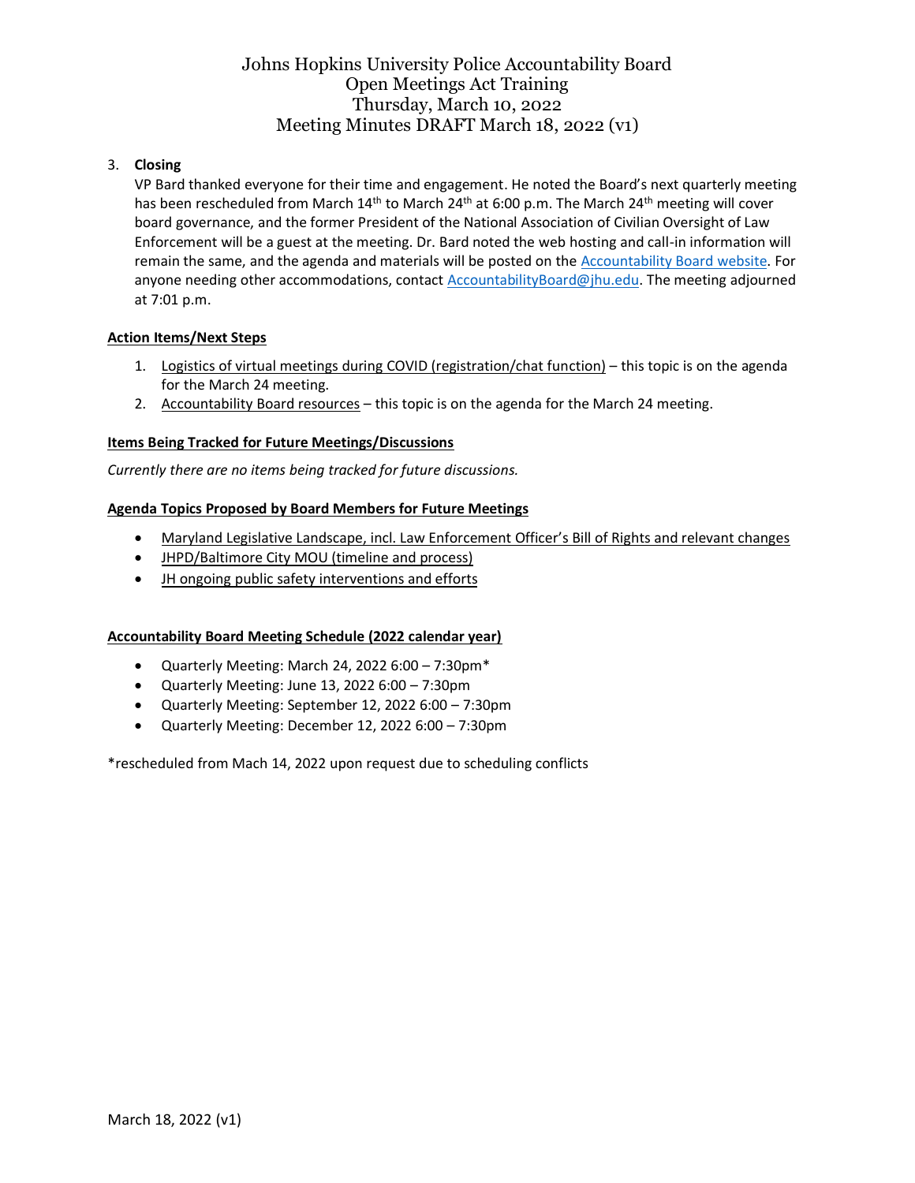# Johns Hopkins University Police Accountability Board
## Open Meetings Act Training
## Thursday, March 10, 2022
## Meeting Minutes DRAFT March 18, 2022 (v1)

3. **Closing**

   VP Bard thanked everyone for their time and engagement. He noted the Board's next quarterly meeting has been rescheduled from March 14th to March 24th at 6:00 p.m. The March 24th meeting will cover board governance, and the former President of the National Association of Civilian Oversight of Law Enforcement will be a guest at the meeting. Dr. Bard noted the web hosting and call-in information will remain the same, and the agenda and materials will be posted on the Accountability Board website. For anyone needing other accommodations, contact AccountabilityBoard@jhu.edu. The meeting adjourned at 7:01 p.m.

**Action Items/Next Steps**

1. Logistics of virtual meetings during COVID (registration/chat function) – this topic is on the agenda for the March 24 meeting.
2. Accountability Board resources – this topic is on the agenda for the March 24 meeting.

**Items Being Tracked for Future Meetings/Discussions**

*Currently there are no items being tracked for future discussions.*

**Agenda Topics Proposed by Board Members for Future Meetings**

- Maryland Legislative Landscape, incl. Law Enforcement Officer's Bill of Rights and relevant changes
- JHPD/Baltimore City MOU (timeline and process)
- JH ongoing public safety interventions and efforts

**Accountability Board Meeting Schedule (2022 calendar year)**

- Quarterly Meeting: March 24, 2022 6:00 – 7:30pm*
- Quarterly Meeting: June 13, 2022 6:00 – 7:30pm
- Quarterly Meeting: September 12, 2022 6:00 – 7:30pm
- Quarterly Meeting: December 12, 2022 6:00 – 7:30pm

*rescheduled from Mach 14, 2022 upon request due to scheduling conflicts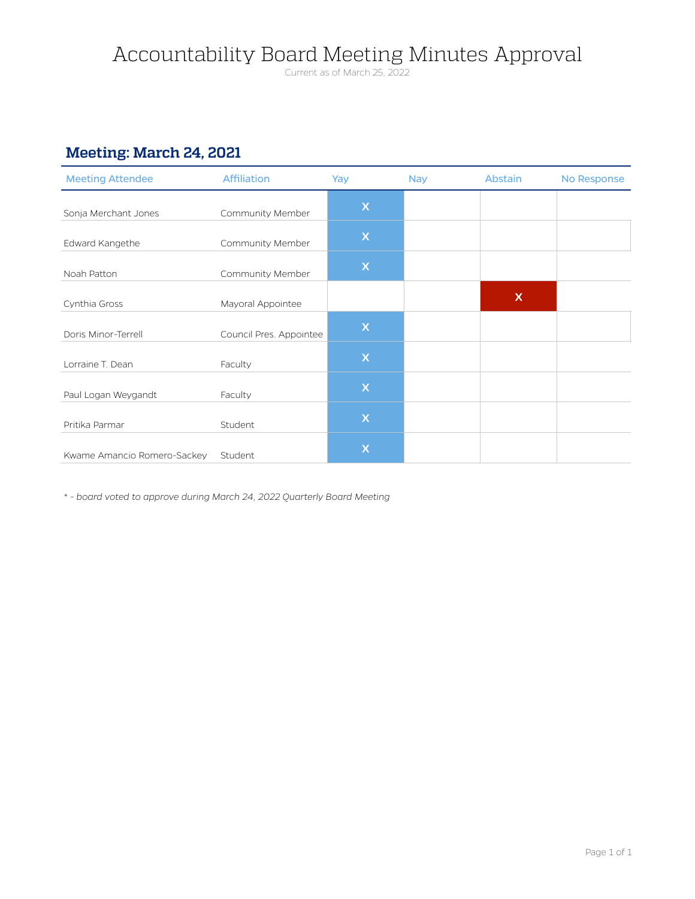# Accountability Board Meeting Minutes Approval

Current as of March 25, 2022

## Meeting: March 24, 2021

| Meeting Attendee | Affiliation | Yay | Nay | Abstain | No Response |
|---|---|---|---|---|---|
| Sonja Merchant Jones | Community Member | X | | | |
| Edward Kangethe | Community Member | X | | | |
| Noah Patton | Community Member | X | | | |
| Cynthia Gross | Mayoral Appointee | | | X | |
| Doris Minor-Terrell | Council Pres. Appointee | X | | | |
| Lorraine T. Dean | Faculty | X | | | |
| Paul Logan Weygandt | Faculty | X | | | |
| Pritika Parmar | Student | X | | | |
| Kwame Amancio Romero-Sackey | Student | X | | | |

*\* - board voted to approve during March 24, 2022 Quarterly Board Meeting*